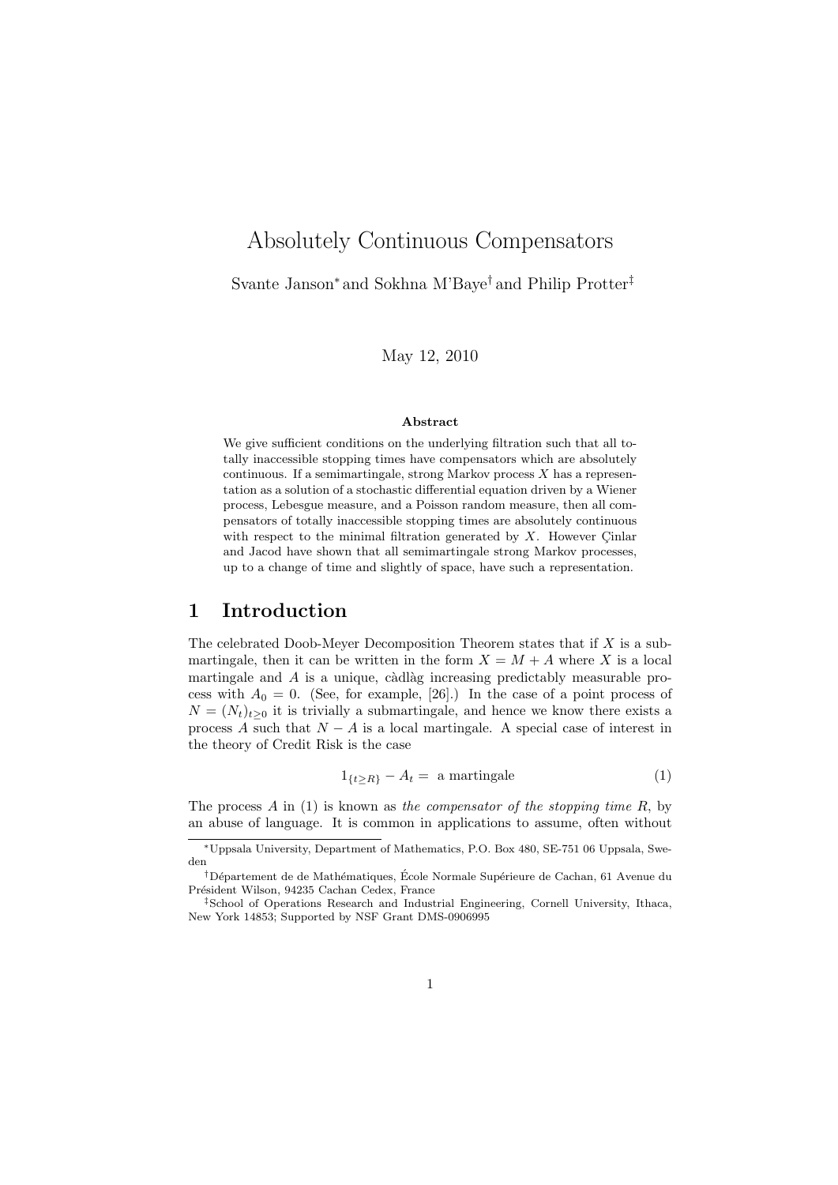# Absolutely Continuous Compensators

Svante Janson[*] and Sokhna M'Baye[†] and Philip Protter[‡]

May 12, 2010

**Abstract**

We give sufficient conditions on the underlying filtration such that all totally inaccessible stopping times have compensators which are absolutely continuous. If a semimartingale, strong Markov process $X$ has a representation as a solution of a stochastic differential equation driven by a Wiener process, Lebesgue measure, and a Poisson random measure, then all compensators of totally inaccessible stopping times are absolutely continuous with respect to the minimal filtration generated by $X$. However Çinlar and Jacod have shown that all semimartingale strong Markov processes, up to a change of time and slightly of space, have such a representation.

## 1 Introduction

The celebrated Doob-Meyer Decomposition Theorem states that if $X$ is a submartingale, then it can be written in the form $X = M + A$ where $X$ is a local martingale and $A$ is a unique, càdlàg increasing predictably measurable process with $A_0 = 0$. (See, for example, [26].) In the case of a point process of $N = (N_t)_{t\geq 0}$ it is trivially a submartingale, and hence we know there exists a process $A$ such that $N - A$ is a local martingale. A special case of interest in the theory of Credit Risk is the case

$$1_{\{t\geq R\}} - A_t = \text{ a martingale} \tag{1}$$

The process $A$ in (1) is known as *the compensator of the stopping time R*, by an abuse of language. It is common in applications to assume, often without

---

[*] Uppsala University, Department of Mathematics, P.O. Box 480, SE-751 06 Uppsala, Sweden

[†] Département de de Mathématiques, École Normale Supérieure de Cachan, 61 Avenue du Président Wilson, 94235 Cachan Cedex, France

[‡] School of Operations Research and Industrial Engineering, Cornell University, Ithaca, New York 14853; Supported by NSF Grant DMS-0906995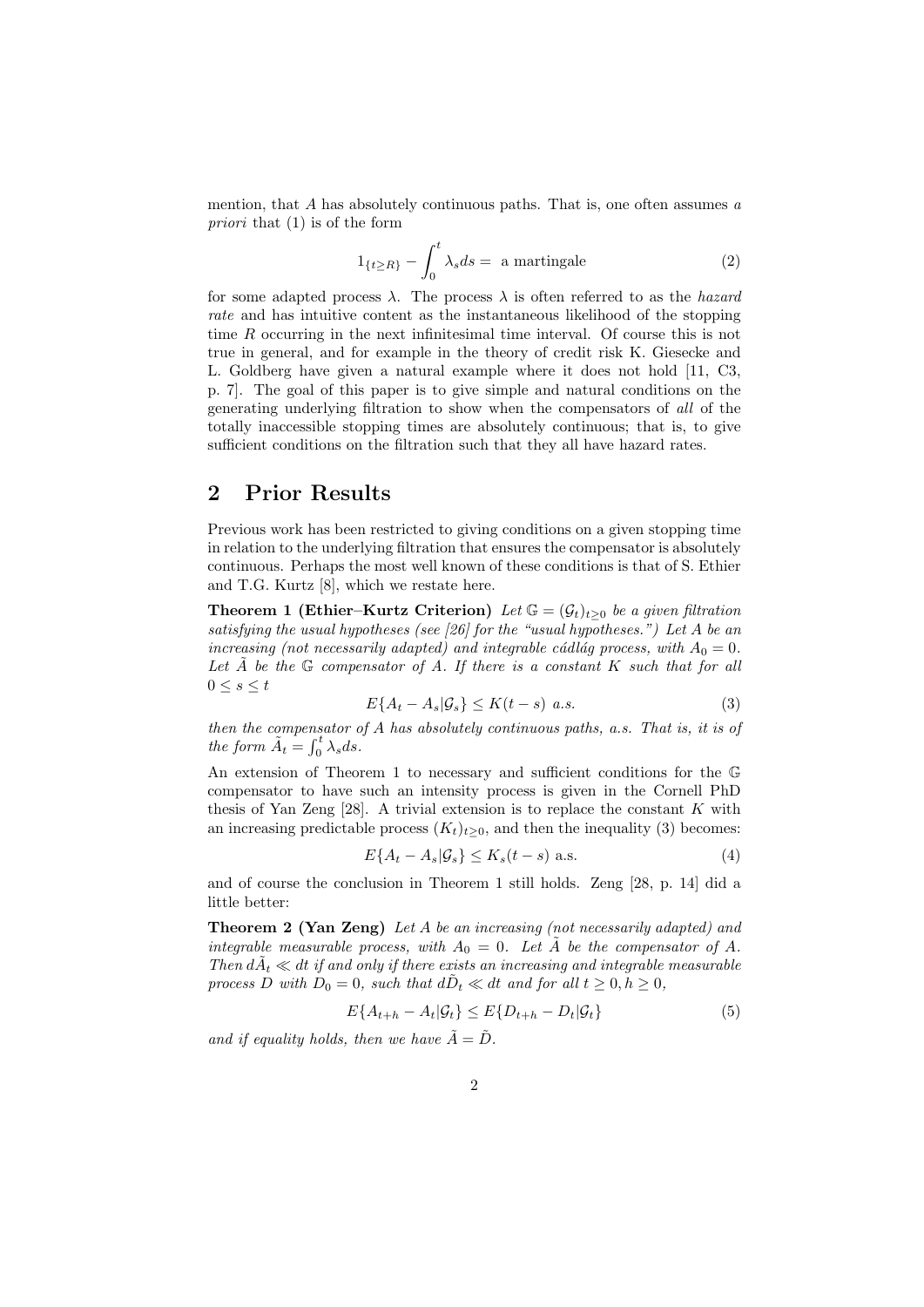mention, that $A$ has absolutely continuous paths. That is, one often assumes *a priori* that (1) is of the form

$$1_{\{t \geq R\}} - \int_0^t \lambda_s ds = \text{ a martingale} \tag{2}$$

for some adapted process $\lambda$. The process $\lambda$ is often referred to as the *hazard rate* and has intuitive content as the instantaneous likelihood of the stopping time $R$ occurring in the next infinitesimal time interval. Of course this is not true in general, and for example in the theory of credit risk K. Giesecke and L. Goldberg have given a natural example where it does not hold [11, C3, p. 7]. The goal of this paper is to give simple and natural conditions on the generating underlying filtration to show when the compensators of *all* of the totally inaccessible stopping times are absolutely continuous; that is, to give sufficient conditions on the filtration such that they all have hazard rates.

## 2 Prior Results

Previous work has been restricted to giving conditions on a given stopping time in relation to the underlying filtration that ensures the compensator is absolutely continuous. Perhaps the most well known of these conditions is that of S. Ethier and T.G. Kurtz [8], which we restate here.

**Theorem 1 (Ethier–Kurtz Criterion)** *Let $\mathbb{G} = (\mathcal{G}_t)_{t\geq 0}$ be a given filtration satisfying the usual hypotheses (see [26] for the "usual hypotheses.") Let $A$ be an increasing (not necessarily adapted) and integrable cádlág process, with $A_0 = 0$. Let $\tilde{A}$ be the $\mathbb{G}$ compensator of $A$. If there is a constant $K$ such that for all $0 \leq s \leq t$*

$$E\{A_t - A_s | \mathcal{G}_s\} \leq K(t-s) \text{ a.s.} \tag{3}$$

*then the compensator of $A$ has absolutely continuous paths, a.s. That is, it is of the form $\tilde{A}_t = \int_0^t \lambda_s ds$.*

An extension of Theorem 1 to necessary and sufficient conditions for the $\mathbb{G}$ compensator to have such an intensity process is given in the Cornell PhD thesis of Yan Zeng [28]. A trivial extension is to replace the constant $K$ with an increasing predictable process $(K_t)_{t\geq 0}$, and then the inequality (3) becomes:

$$E\{A_t - A_s | \mathcal{G}_s\} \leq K_s(t-s) \text{ a.s.} \tag{4}$$

and of course the conclusion in Theorem 1 still holds. Zeng [28, p. 14] did a little better:

**Theorem 2 (Yan Zeng)** *Let $A$ be an increasing (not necessarily adapted) and integrable measurable process, with $A_0 = 0$. Let $\tilde{A}$ be the compensator of $A$. Then $d\tilde{A}_t \ll dt$ if and only if there exists an increasing and integrable measurable process $D$ with $D_0 = 0$, such that $d\tilde{D}_t \ll dt$ and for all $t \geq 0, h \geq 0$,*

$$E\{A_{t+h} - A_t | \mathcal{G}_t\} \leq E\{D_{t+h} - D_t | \mathcal{G}_t\} \tag{5}$$

*and if equality holds, then we have $\tilde{A} = \tilde{D}$.*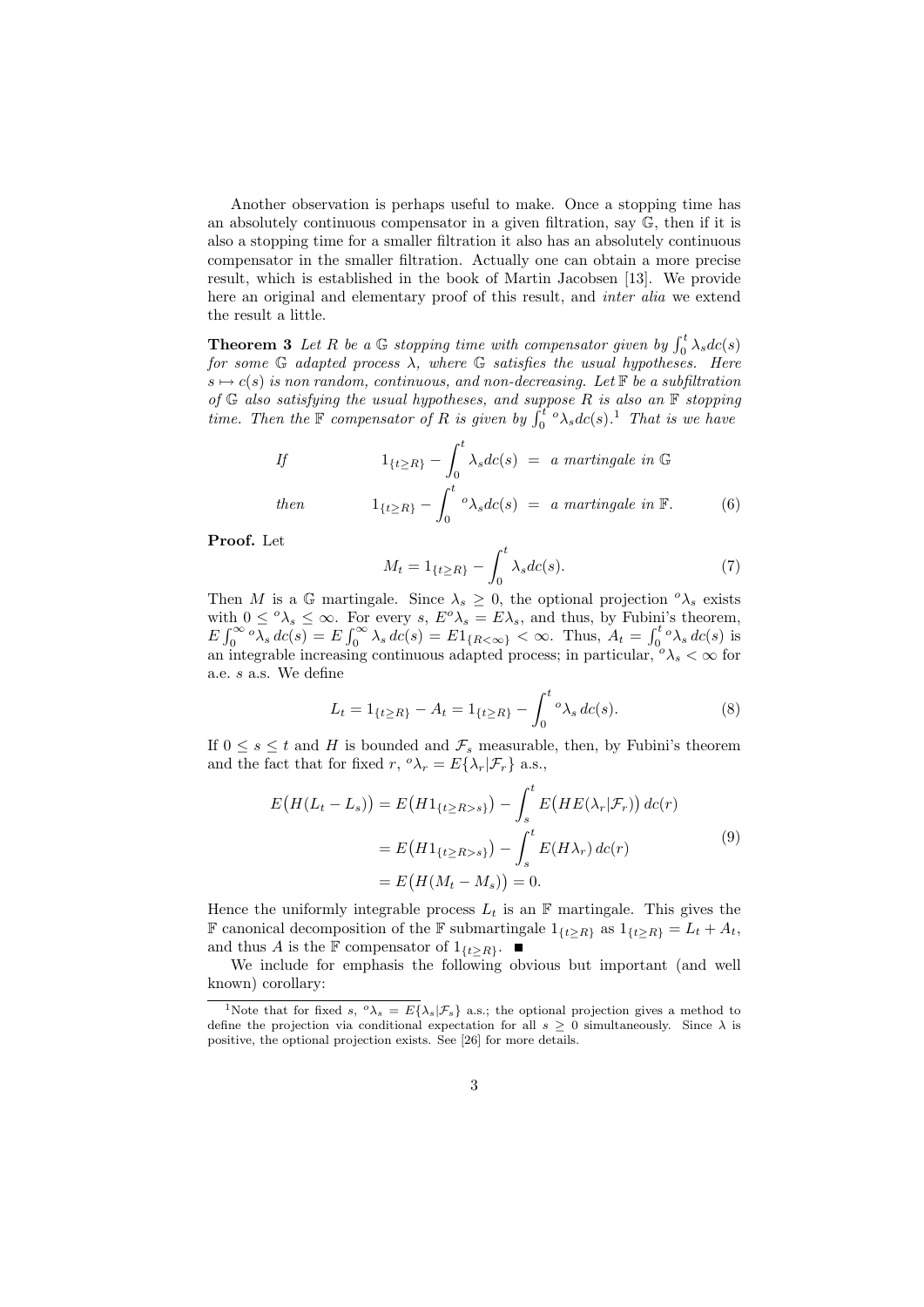Another observation is perhaps useful to make. Once a stopping time has an absolutely continuous compensator in a given filtration, say $\mathbb{G}$, then if it is also a stopping time for a smaller filtration it also has an absolutely continuous compensator in the smaller filtration. Actually one can obtain a more precise result, which is established in the book of Martin Jacobsen [13]. We provide here an original and elementary proof of this result, and *inter alia* we extend the result a little.

**Theorem 3** *Let $R$ be a $\mathbb{G}$ stopping time with compensator given by $\int_0^t \lambda_s dc(s)$ for some $\mathbb{G}$ adapted process $\lambda$, where $\mathbb{G}$ satisfies the usual hypotheses. Here $s \mapsto c(s)$ is non random, continuous, and non-decreasing. Let $\mathbb{F}$ be a subfiltration of $\mathbb{G}$ also satisfying the usual hypotheses, and suppose $R$ is also an $\mathbb{F}$ stopping time. Then the $\mathbb{F}$ compensator of $R$ is given by $\int_0^t {}^o\lambda_s dc(s)$.*[1] *That is we have*

$$\begin{aligned} \text{If} \qquad & 1_{\{t \geq R\}} - \int_0^t \lambda_s dc(s) \;=\; \text{a martingale in } \mathbb{G} \\ \text{then} \qquad & 1_{\{t \geq R\}} - \int_0^t {}^o\lambda_s dc(s) \;=\; \text{a martingale in } \mathbb{F}. \end{aligned} \tag{6}$$

**Proof.** Let

$$M_t = 1_{\{t \geq R\}} - \int_0^t \lambda_s dc(s). \tag{7}$$

Then $M$ is a $\mathbb{G}$ martingale. Since $\lambda_s \geq 0$, the optional projection ${}^o\lambda_s$ exists with $0 \leq {}^o\lambda_s \leq \infty$. For every $s$, $E{}^o\lambda_s = E\lambda_s$, and thus, by Fubini's theorem, $E\int_0^\infty {}^o\lambda_s\, dc(s) = E\int_0^\infty \lambda_s\, dc(s) = E1_{\{R<\infty\}} < \infty$. Thus, $A_t = \int_0^t {}^o\lambda_s\, dc(s)$ is an integrable increasing continuous adapted process; in particular, ${}^o\lambda_s < \infty$ for a.e. $s$ a.s. We define

$$L_t = 1_{\{t \geq R\}} - A_t = 1_{\{t \geq R\}} - \int_0^t {}^o\lambda_s\, dc(s). \tag{8}$$

If $0 \leq s \leq t$ and $H$ is bounded and $\mathcal{F}_s$ measurable, then, by Fubini's theorem and the fact that for fixed $r$, ${}^o\lambda_r = E\{\lambda_r | \mathcal{F}_r\}$ a.s.,

$$\begin{aligned} E\big(H(L_t - L_s)\big) &= E\big(H1_{\{t \geq R > s\}}\big) - \int_s^t E\big(HE(\lambda_r|\mathcal{F}_r)\big)\, dc(r) \\ &= E\big(H1_{\{t \geq R > s\}}\big) - \int_s^t E(H\lambda_r)\, dc(r) \\ &= E\big(H(M_t - M_s)\big) = 0. \end{aligned} \tag{9}$$

Hence the uniformly integrable process $L_t$ is an $\mathbb{F}$ martingale. This gives the $\mathbb{F}$ canonical decomposition of the $\mathbb{F}$ submartingale $1_{\{t \geq R\}}$ as $1_{\{t \geq R\}} = L_t + A_t$, and thus $A$ is the $\mathbb{F}$ compensator of $1_{\{t \geq R\}}$. ∎

We include for emphasis the following obvious but important (and well known) corollary:

[1] Note that for fixed $s$, ${}^o\lambda_s = E\{\lambda_s | \mathcal{F}_s\}$ a.s.; the optional projection gives a method to define the projection via conditional expectation for all $s \geq 0$ simultaneously. Since $\lambda$ is positive, the optional projection exists. See [26] for more details.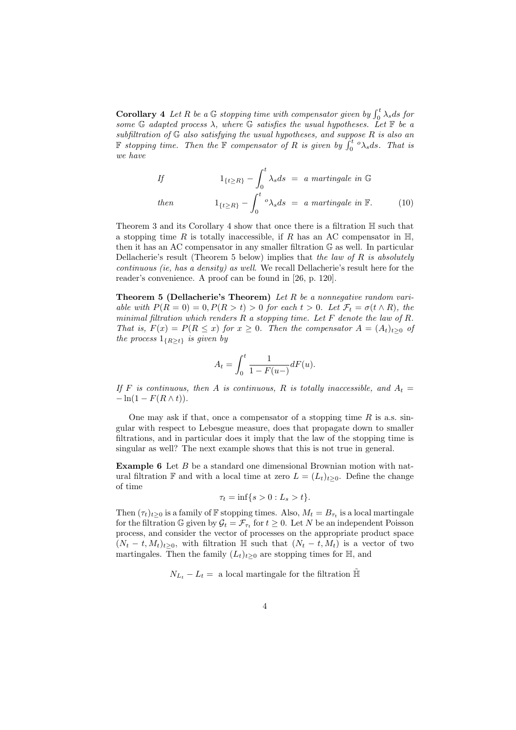**Corollary 4** *Let $R$ be a $\mathbb{G}$ stopping time with compensator given by $\int_0^t \lambda_s ds$ for some $\mathbb{G}$ adapted process $\lambda$, where $\mathbb{G}$ satisfies the usual hypotheses. Let $\mathbb{F}$ be a subfiltration of $\mathbb{G}$ also satisfying the usual hypotheses, and suppose $R$ is also an $\mathbb{F}$ stopping time. Then the $\mathbb{F}$ compensator of $R$ is given by $\int_0^t {}^o\lambda_s ds$. That is we have*

$$
\begin{aligned}
\text{If} \qquad & 1_{\{t \geq R\}} - \int_0^t \lambda_s ds \;=\; \text{a martingale in } \mathbb{G} \\
\text{then} \qquad & 1_{\{t \geq R\}} - \int_0^t {}^o\lambda_s ds \;=\; \text{a martingale in } \mathbb{F}. \qquad (10)
\end{aligned}
$$

Theorem 3 and its Corollary 4 show that once there is a filtration $\mathbb{H}$ such that a stopping time $R$ is totally inaccessible, if $R$ has an AC compensator in $\mathbb{H}$, then it has an AC compensator in any smaller filtration $\mathbb{G}$ as well. In particular Dellacherie's result (Theorem 5 below) implies that *the law of $R$ is absolutely continuous (ie, has a density) as well*. We recall Dellacherie's result here for the reader's convenience. A proof can be found in [26, p. 120].

**Theorem 5 (Dellacherie's Theorem)** *Let $R$ be a nonnegative random variable with $P(R = 0) = 0, P(R > t) > 0$ for each $t > 0$. Let $\mathcal{F}_t = \sigma(t \wedge R)$, the minimal filtration which renders $R$ a stopping time. Let $F$ denote the law of $R$. That is, $F(x) = P(R \leq x)$ for $x \geq 0$. Then the compensator $A = (A_t)_{t \geq 0}$ of the process $1_{\{R \geq t\}}$ is given by*

$$
A_t = \int_0^t \frac{1}{1 - F(u-)} dF(u).
$$

*If $F$ is continuous, then $A$ is continuous, $R$ is totally inaccessible, and $A_t = -\ln(1 - F(R \wedge t))$.*

One may ask if that, once a compensator of a stopping time $R$ is a.s. singular with respect to Lebesgue measure, does that propagate down to smaller filtrations, and in particular does it imply that the law of the stopping time is singular as well? The next example shows that this is not true in general.

**Example 6** Let $B$ be a standard one dimensional Brownian motion with natural filtration $\mathbb{F}$ and with a local time at zero $L = (L_t)_{t \geq 0}$. Define the change of time

$$
\tau_t = \inf\{s > 0 : L_s > t\}.
$$

Then $(\tau_t)_{t \geq 0}$ is a family of $\mathbb{F}$ stopping times. Also, $M_t = B_{\tau_t}$ is a local martingale for the filtration $\mathbb{G}$ given by $\mathcal{G}_t = \mathcal{F}_{\tau_t}$ for $t \geq 0$. Let $N$ be an independent Poisson process, and consider the vector of processes on the appropriate product space $(N_t - t, M_t)_{t \geq 0}$, with filtration $\mathbb{H}$ such that $(N_t - t, M_t)$ is a vector of two martingales. Then the family $(L_t)_{t \geq 0}$ are stopping times for $\mathbb{H}$, and

$$
N_{L_t} - L_t = \text{ a local martingale for the filtration } \tilde{\mathbb{H}}
$$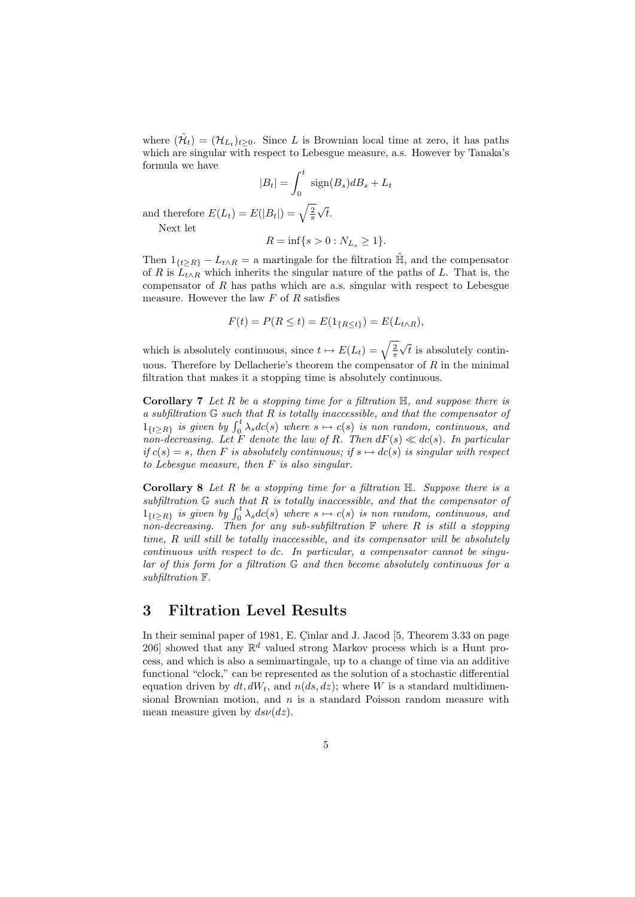where $(\tilde{\mathcal{H}}_t) = (\mathcal{H}_{L_t})_{t\geq 0}$. Since $L$ is Brownian local time at zero, it has paths which are singular with respect to Lebesgue measure, a.s. However by Tanaka's formula we have

$$|B_t| = \int_0^t \text{sign}(B_s)dB_s + L_t$$

and therefore $E(L_t) = E(|B_t|) = \sqrt{\frac{2}{\pi}}\sqrt{t}$.

Next let

$$R = \inf\{s > 0 : N_{L_s} \geq 1\}.$$

Then $1_{\{t\geq R\}} - L_{t\wedge R}$ = a martingale for the filtration $\tilde{\mathbb{H}}$, and the compensator of $R$ is $L_{t\wedge R}$ which inherits the singular nature of the paths of $L$. That is, the compensator of $R$ has paths which are a.s. singular with respect to Lebesgue measure. However the law $F$ of $R$ satisfies

$$F(t) = P(R \leq t) = E(1_{\{R\leq t\}}) = E(L_{t\wedge R}),$$

which is absolutely continuous, since $t \mapsto E(L_t) = \sqrt{\frac{2}{\pi}}\sqrt{t}$ is absolutely continuous. Therefore by Dellacherie's theorem the compensator of $R$ in the minimal filtration that makes it a stopping time is absolutely continuous.

**Corollary 7** *Let $R$ be a stopping time for a filtration $\mathbb{H}$, and suppose there is a subfiltration $\mathbb{G}$ such that $R$ is totally inaccessible, and that the compensator of $1_{\{t\geq R\}}$ is given by $\int_0^t \lambda_s dc(s)$ where $s \mapsto c(s)$ is non random, continuous, and non-decreasing. Let $F$ denote the law of $R$. Then $dF(s) \ll dc(s)$. In particular if $c(s) = s$, then $F$ is absolutely continuous; if $s \mapsto dc(s)$ is singular with respect to Lebesgue measure, then $F$ is also singular.*

**Corollary 8** *Let $R$ be a stopping time for a filtration $\mathbb{H}$. Suppose there is a subfiltration $\mathbb{G}$ such that $R$ is totally inaccessible, and that the compensator of $1_{\{t\geq R\}}$ is given by $\int_0^t \lambda_s dc(s)$ where $s \mapsto c(s)$ is non random, continuous, and non-decreasing. Then for any sub-subfiltration $\mathbb{F}$ where $R$ is still a stopping time, $R$ will still be totally inaccessible, and its compensator will be absolutely continuous with respect to $dc$. In particular, a compensator cannot be singular of this form for a filtration $\mathbb{G}$ and then become absolutely continuous for a subfiltration $\mathbb{F}$.*

## 3 Filtration Level Results

In their seminal paper of 1981, E. Çinlar and J. Jacod [5, Theorem 3.33 on page 206] showed that any $\mathbb{R}^d$ valued strong Markov process which is a Hunt process, and which is also a semimartingale, up to a change of time via an additive functional "clock," can be represented as the solution of a stochastic differential equation driven by $dt, dW_t$, and $n(ds, dz)$; where $W$ is a standard multidimensional Brownian motion, and $n$ is a standard Poisson random measure with mean measure given by $ds\nu(dz)$.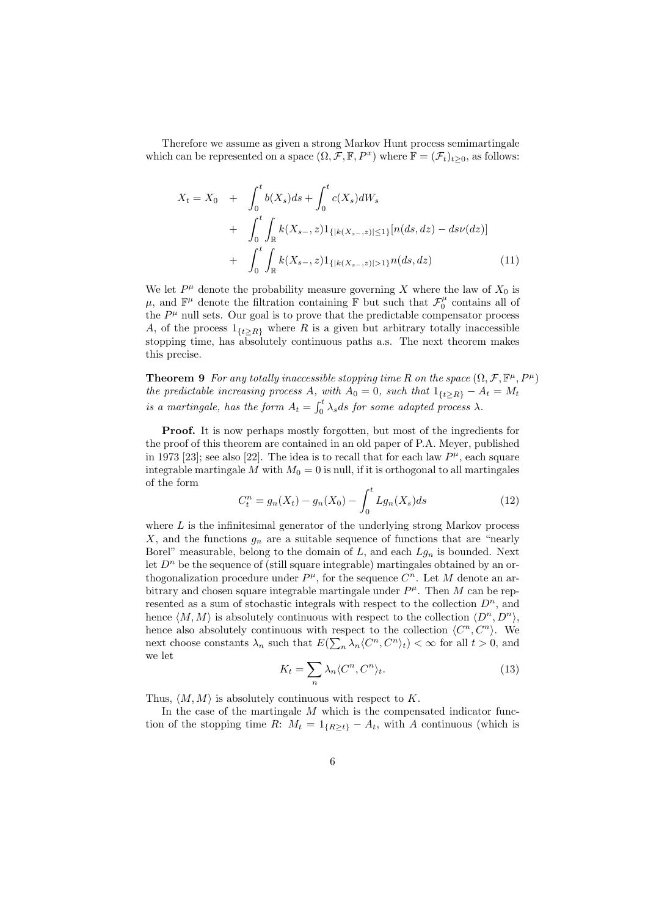Therefore we assume as given a strong Markov Hunt process semimartingale which can be represented on a space $(\Omega, \mathcal{F}, \mathbb{F}, P^x)$ where $\mathbb{F} = (\mathcal{F}_t)_{t\geq 0}$, as follows:

$$
\begin{aligned}
X_t = X_0 \quad &+ \quad \int_0^t b(X_s)ds + \int_0^t c(X_s)dW_s \\
&+ \quad \int_0^t \int_{\mathbb{R}} k(X_{s-}, z)1_{\{|k(X_{s-},z)|\leq 1\}}[n(ds, dz) - ds\nu(dz)] \\
&+ \quad \int_0^t \int_{\mathbb{R}} k(X_{s-}, z)1_{\{|k(X_{s-},z)|>1\}}n(ds, dz)
\end{aligned}
\tag{11}
$$

We let $P^\mu$ denote the probability measure governing $X$ where the law of $X_0$ is $\mu$, and $\mathbb{F}^\mu$ denote the filtration containing $\mathbb{F}$ but such that $\mathcal{F}_0^\mu$ contains all of the $P^\mu$ null sets. Our goal is to prove that the predictable compensator process $A$, of the process $1_{\{t\geq R\}}$ where $R$ is a given but arbitrary totally inaccessible stopping time, has absolutely continuous paths a.s. The next theorem makes this precise.

**Theorem 9** *For any totally inaccessible stopping time $R$ on the space $(\Omega, \mathcal{F}, \mathbb{F}^\mu, P^\mu)$ the predictable increasing process $A$, with $A_0 = 0$, such that $1_{\{t\geq R\}} - A_t = M_t$ is a martingale, has the form $A_t = \int_0^t \lambda_s ds$ for some adapted process $\lambda$.*

**Proof.** It is now perhaps mostly forgotten, but most of the ingredients for the proof of this theorem are contained in an old paper of P.A. Meyer, published in 1973 [23]; see also [22]. The idea is to recall that for each law $P^\mu$, each square integrable martingale $M$ with $M_0 = 0$ is null, if it is orthogonal to all martingales of the form

$$
C_t^n = g_n(X_t) - g_n(X_0) - \int_0^t Lg_n(X_s)ds \tag{12}
$$

where $L$ is the infinitesimal generator of the underlying strong Markov process $X$, and the functions $g_n$ are a suitable sequence of functions that are "nearly Borel" measurable, belong to the domain of $L$, and each $Lg_n$ is bounded. Next let $D^n$ be the sequence of (still square integrable) martingales obtained by an orthogonalization procedure under $P^\mu$, for the sequence $C^n$. Let $M$ denote an arbitrary and chosen square integrable martingale under $P^\mu$. Then $M$ can be represented as a sum of stochastic integrals with respect to the collection $D^n$, and hence $\langle M, M\rangle$ is absolutely continuous with respect to the collection $\langle D^n, D^n\rangle$, hence also absolutely continuous with respect to the collection $\langle C^n, C^n\rangle$. We next choose constants $\lambda_n$ such that $E(\sum_n \lambda_n \langle C^n, C^n\rangle_t) < \infty$ for all $t > 0$, and we let

$$
K_t = \sum_n \lambda_n \langle C^n, C^n\rangle_t. \tag{13}
$$

Thus, $\langle M, M\rangle$ is absolutely continuous with respect to $K$.

In the case of the martingale $M$ which is the compensated indicator function of the stopping time $R$: $M_t = 1_{\{R\geq t\}} - A_t$, with $A$ continuous (which is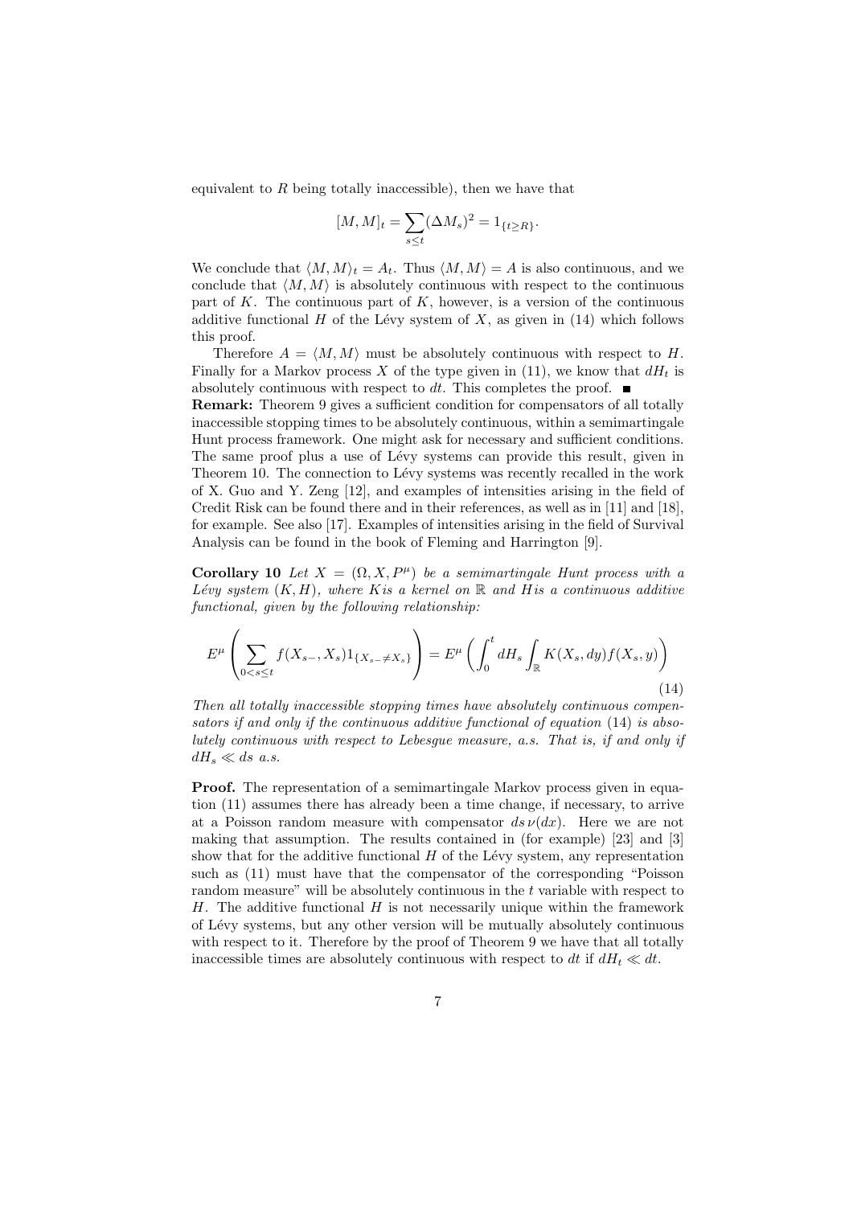equivalent to $R$ being totally inaccessible), then we have that

$$[M,M]_t = \sum_{s\leq t} (\Delta M_s)^2 = 1_{\{t\geq R\}}.$$

We conclude that $\langle M,M\rangle_t = A_t$. Thus $\langle M,M\rangle = A$ is also continuous, and we conclude that $\langle M,M\rangle$ is absolutely continuous with respect to the continuous part of $K$. The continuous part of $K$, however, is a version of the continuous additive functional $H$ of the Lévy system of $X$, as given in (14) which follows this proof.

Therefore $A = \langle M,M\rangle$ must be absolutely continuous with respect to $H$. Finally for a Markov process $X$ of the type given in (11), we know that $dH_t$ is absolutely continuous with respect to $dt$. This completes the proof. ■

**Remark:** Theorem 9 gives a sufficient condition for compensators of all totally inaccessible stopping times to be absolutely continuous, within a semimartingale Hunt process framework. One might ask for necessary and sufficient conditions. The same proof plus a use of Lévy systems can provide this result, given in Theorem 10. The connection to Lévy systems was recently recalled in the work of X. Guo and Y. Zeng [12], and examples of intensities arising in the field of Credit Risk can be found there and in their references, as well as in [11] and [18], for example. See also [17]. Examples of intensities arising in the field of Survival Analysis can be found in the book of Fleming and Harrington [9].

**Corollary 10** *Let $X = (\Omega, X, P^\mu)$ be a semimartingale Hunt process with a Lévy system $(K,H)$, where $K$ is a kernel on $\mathbb{R}$ and $H$ is a continuous additive functional, given by the following relationship:*

$$E^\mu\left(\sum_{0<s\leq t} f(X_{s-},X_s)1_{\{X_{s-}\neq X_s\}}\right) = E^\mu\left(\int_0^t dH_s \int_{\mathbb{R}} K(X_s,dy)f(X_s,y)\right) \tag{14}$$

*Then all totally inaccessible stopping times have absolutely continuous compensators if and only if the continuous additive functional of equation* (14) *is absolutely continuous with respect to Lebesgue measure, a.s. That is, if and only if $dH_s \ll ds$ a.s.*

**Proof.** The representation of a semimartingale Markov process given in equation (11) assumes there has already been a time change, if necessary, to arrive at a Poisson random measure with compensator $ds\,\nu(dx)$. Here we are not making that assumption. The results contained in (for example) [23] and [3] show that for the additive functional $H$ of the Lévy system, any representation such as (11) must have that the compensator of the corresponding "Poisson random measure" will be absolutely continuous in the $t$ variable with respect to $H$. The additive functional $H$ is not necessarily unique within the framework of Lévy systems, but any other version will be mutually absolutely continuous with respect to it. Therefore by the proof of Theorem 9 we have that all totally inaccessible times are absolutely continuous with respect to $dt$ if $dH_t \ll dt$.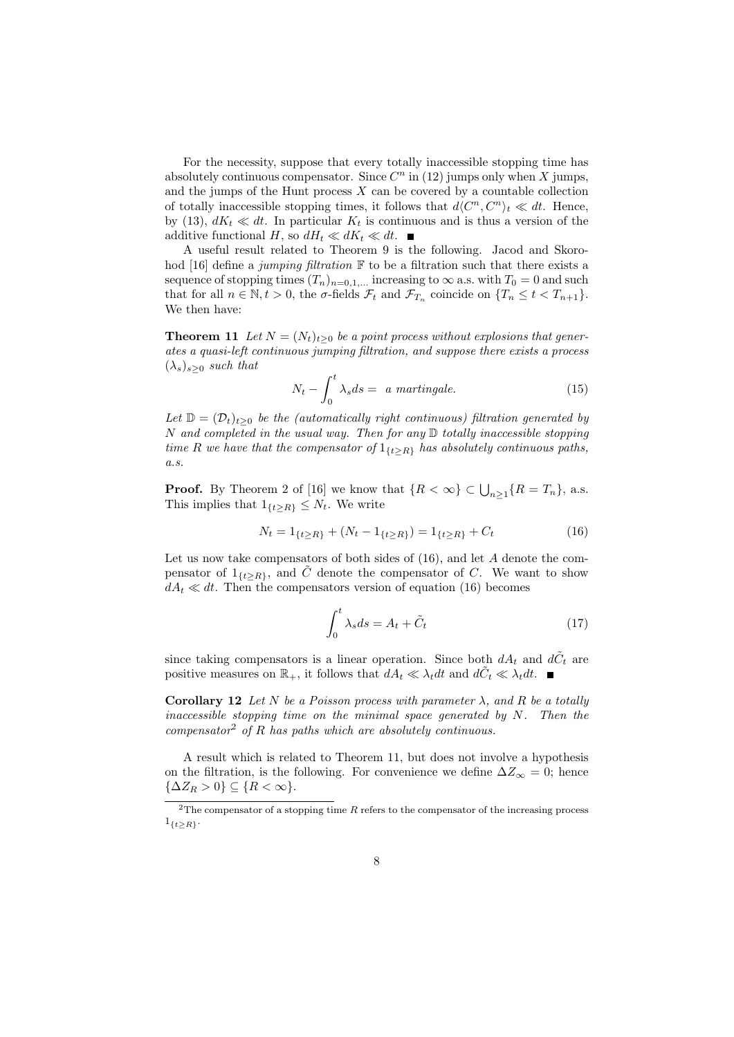For the necessity, suppose that every totally inaccessible stopping time has absolutely continuous compensator. Since $C^n$ in (12) jumps only when $X$ jumps, and the jumps of the Hunt process $X$ can be covered by a countable collection of totally inaccessible stopping times, it follows that $d\langle C^n, C^n\rangle_t \ll dt$. Hence, by (13), $dK_t \ll dt$. In particular $K_t$ is continuous and is thus a version of the additive functional $H$, so $dH_t \ll dK_t \ll dt$. ■

A useful result related to Theorem 9 is the following. Jacod and Skorohod [16] define a *jumping filtration* $\mathbb{F}$ to be a filtration such that there exists a sequence of stopping times $(T_n)_{n=0,1,...}$ increasing to $\infty$ a.s. with $T_0 = 0$ and such that for all $n \in \mathbb{N}, t > 0$, the $\sigma$-fields $\mathcal{F}_t$ and $\mathcal{F}_{T_n}$ coincide on $\{T_n \leq t < T_{n+1}\}$. We then have:

**Theorem 11** *Let $N = (N_t)_{t\geq 0}$ be a point process without explosions that generates a quasi-left continuous jumping filtration, and suppose there exists a process $(\lambda_s)_{s\geq 0}$ such that*

$$N_t - \int_0^t \lambda_s ds = \text{ a martingale.} \tag{15}$$

*Let $\mathbb{D} = (\mathcal{D}_t)_{t\geq 0}$ be the (automatically right continuous) filtration generated by $N$ and completed in the usual way. Then for any $\mathbb{D}$ totally inaccessible stopping time $R$ we have that the compensator of $1_{\{t\geq R\}}$ has absolutely continuous paths, a.s.*

**Proof.** By Theorem 2 of [16] we know that $\{R < \infty\} \subset \bigcup_{n\geq 1}\{R = T_n\}$, a.s. This implies that $1_{\{t\geq R\}} \leq N_t$. We write

$$N_t = 1_{\{t\geq R\}} + (N_t - 1_{\{t\geq R\}}) = 1_{\{t\geq R\}} + C_t \tag{16}$$

Let us now take compensators of both sides of (16), and let $A$ denote the compensator of $1_{\{t\geq R\}}$, and $\tilde{C}$ denote the compensator of $C$. We want to show $dA_t \ll dt$. Then the compensators version of equation (16) becomes

$$\int_0^t \lambda_s ds = A_t + \tilde{C}_t \tag{17}$$

since taking compensators is a linear operation. Since both $dA_t$ and $d\tilde{C}_t$ are positive measures on $\mathbb{R}_+$, it follows that $dA_t \ll \lambda_t dt$ and $d\tilde{C}_t \ll \lambda_t dt$. ■

**Corollary 12** *Let $N$ be a Poisson process with parameter $\lambda$, and $R$ be a totally inaccessible stopping time on the minimal space generated by $N$. Then the compensator*[2] *of $R$ has paths which are absolutely continuous.*

A result which is related to Theorem 11, but does not involve a hypothesis on the filtration, is the following. For convenience we define $\Delta Z_\infty = 0$; hence $\{\Delta Z_R > 0\} \subseteq \{R < \infty\}$.

---

[2] The compensator of a stopping time $R$ refers to the compensator of the increasing process $1_{\{t\geq R\}}$.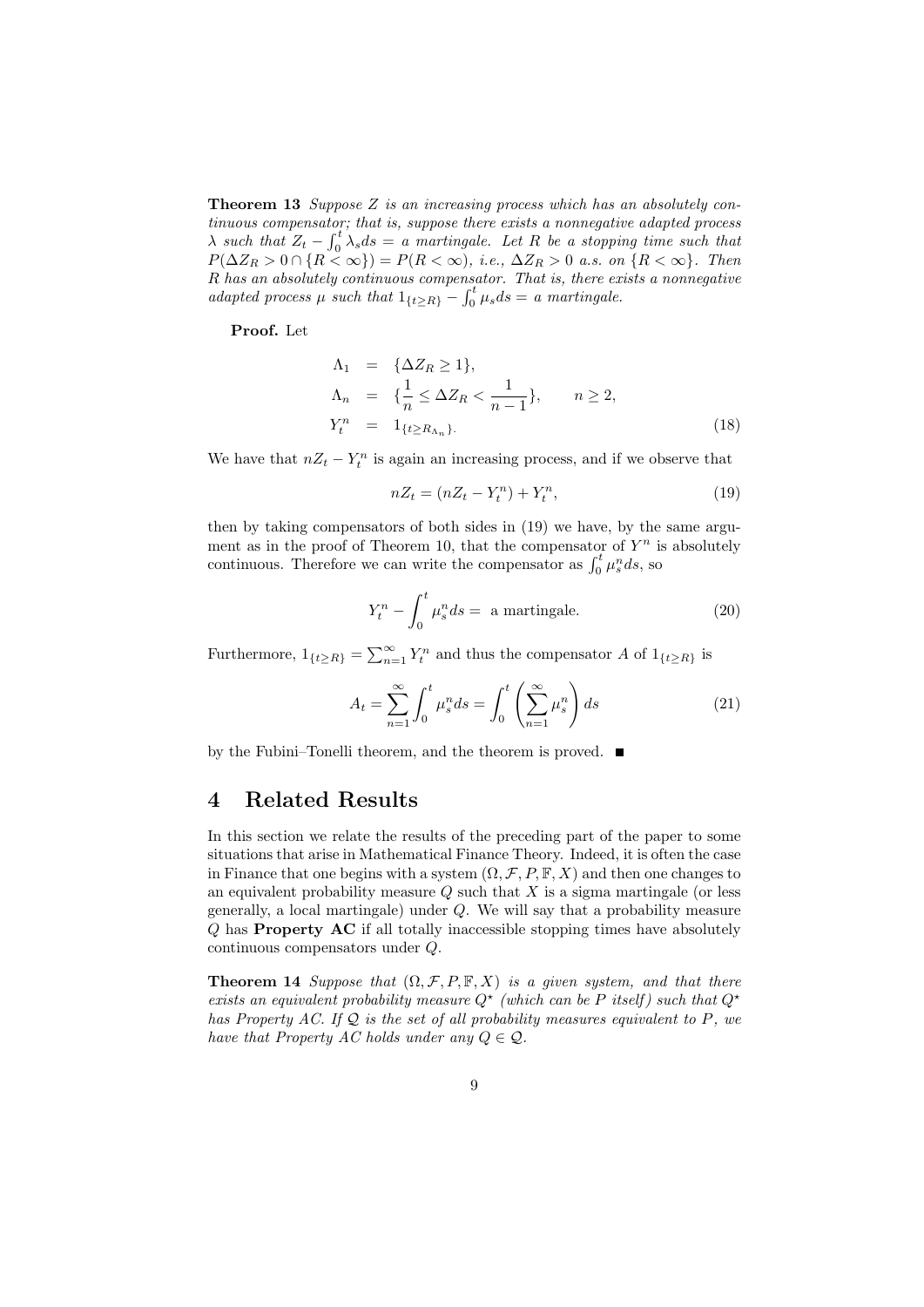**Theorem 13** *Suppose $Z$ is an increasing process which has an absolutely continuous compensator; that is, suppose there exists a nonnegative adapted process $\lambda$ such that $Z_t - \int_0^t \lambda_s ds =$ a martingale. Let $R$ be a stopping time such that $P(\Delta Z_R > 0 \cap \{R < \infty\}) = P(R < \infty)$, i.e., $\Delta Z_R > 0$ a.s. on $\{R < \infty\}$. Then $R$ has an absolutely continuous compensator. That is, there exists a nonnegative adapted process $\mu$ such that $1_{\{t \geq R\}} - \int_0^t \mu_s ds =$ a martingale.*

**Proof.** Let

$$
\begin{aligned}
\Lambda_1 &= \{\Delta Z_R \geq 1\}, \\
\Lambda_n &= \{\frac{1}{n} \leq \Delta Z_R < \frac{1}{n-1}\}, \qquad n \geq 2, \\
Y_t^n &= 1_{\{t \geq R_{\Lambda_n}\}}.
\end{aligned}
\tag{18}
$$

We have that $nZ_t - Y_t^n$ is again an increasing process, and if we observe that

$$
nZ_t = (nZ_t - Y_t^n) + Y_t^n, \tag{19}
$$

then by taking compensators of both sides in (19) we have, by the same argument as in the proof of Theorem 10, that the compensator of $Y^n$ is absolutely continuous. Therefore we can write the compensator as $\int_0^t \mu_s^n ds$, so

$$
Y_t^n - \int_0^t \mu_s^n ds = \text{ a martingale.} \tag{20}
$$

Furthermore, $1_{\{t \geq R\}} = \sum_{n=1}^{\infty} Y_t^n$ and thus the compensator $A$ of $1_{\{t \geq R\}}$ is

$$
A_t = \sum_{n=1}^{\infty} \int_0^t \mu_s^n ds = \int_0^t \left( \sum_{n=1}^{\infty} \mu_s^n \right) ds \tag{21}
$$

by the Fubini–Tonelli theorem, and the theorem is proved. ■

## 4 Related Results

In this section we relate the results of the preceding part of the paper to some situations that arise in Mathematical Finance Theory. Indeed, it is often the case in Finance that one begins with a system $(\Omega, \mathcal{F}, P, \mathbb{F}, X)$ and then one changes to an equivalent probability measure $Q$ such that $X$ is a sigma martingale (or less generally, a local martingale) under $Q$. We will say that a probability measure $Q$ has **Property AC** if all totally inaccessible stopping times have absolutely continuous compensators under $Q$.

**Theorem 14** *Suppose that $(\Omega, \mathcal{F}, P, \mathbb{F}, X)$ is a given system, and that there exists an equivalent probability measure $Q^\star$ (which can be $P$ itself) such that $Q^\star$ has Property AC. If $\mathcal{Q}$ is the set of all probability measures equivalent to $P$, we have that Property AC holds under any $Q \in \mathcal{Q}$.*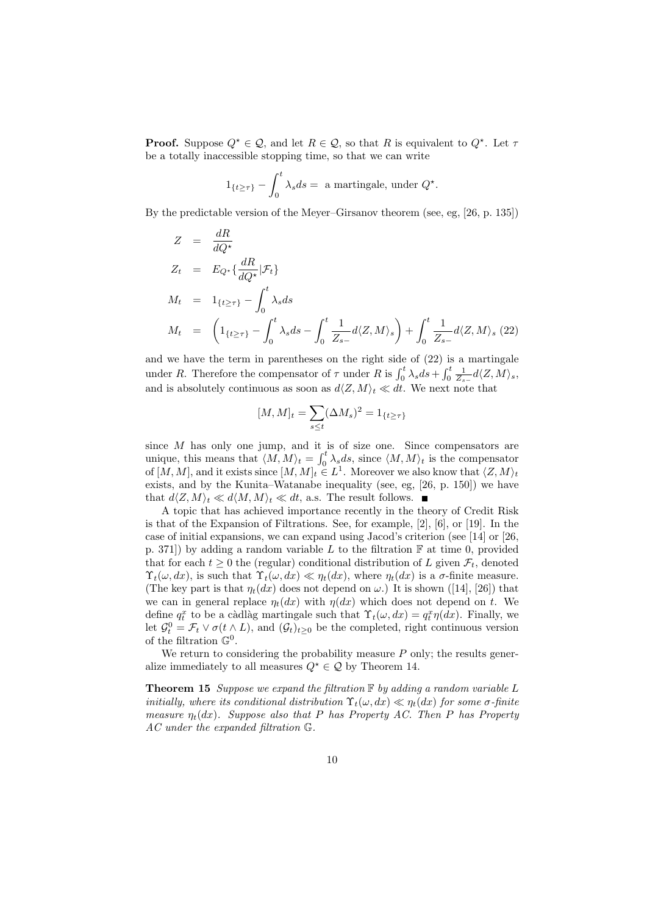**Proof.** Suppose $Q^\star \in \mathcal{Q}$, and let $R \in \mathcal{Q}$, so that $R$ is equivalent to $Q^\star$. Let $\tau$ be a totally inaccessible stopping time, so that we can write

$$1_{\{t\geq\tau\}} - \int_0^t \lambda_s ds = \text{ a martingale, under } Q^\star.$$

By the predictable version of the Meyer–Girsanov theorem (see, eg, [26, p. 135])

$$\begin{aligned}
Z &= \frac{dR}{dQ^\star} \\
Z_t &= E_{Q^\star}\{\frac{dR}{dQ^\star}|\mathcal{F}_t\} \\
M_t &= 1_{\{t\geq\tau\}} - \int_0^t \lambda_s ds \\
M_t &= \left(1_{\{t\geq\tau\}} - \int_0^t \lambda_s ds - \int_0^t \frac{1}{Z_{s-}} d\langle Z, M\rangle_s\right) + \int_0^t \frac{1}{Z_{s-}} d\langle Z, M\rangle_s \quad (22)
\end{aligned}$$

and we have the term in parentheses on the right side of (22) is a martingale under $R$. Therefore the compensator of $\tau$ under $R$ is $\int_0^t \lambda_s ds + \int_0^t \frac{1}{Z_{s-}} d\langle Z, M\rangle_s$, and is absolutely continuous as soon as $d\langle Z, M\rangle_t \ll dt$. We next note that

$$[M, M]_t = \sum_{s\leq t} (\Delta M_s)^2 = 1_{\{t\geq\tau\}}$$

since $M$ has only one jump, and it is of size one. Since compensators are unique, this means that $\langle M, M\rangle_t = \int_0^t \lambda_s ds$, since $\langle M, M\rangle_t$ is the compensator of $[M, M]$, and it exists since $[M, M]_t \in L^1$. Moreover we also know that $\langle Z, M\rangle_t$ exists, and by the Kunita–Watanabe inequality (see, eg, [26, p. 150]) we have that $d\langle Z, M\rangle_t \ll d\langle M, M\rangle_t \ll dt$, a.s. The result follows. ■

A topic that has achieved importance recently in the theory of Credit Risk is that of the Expansion of Filtrations. See, for example, [2], [6], or [19]. In the case of initial expansions, we can expand using Jacod's criterion (see [14] or [26, p. 371]) by adding a random variable $L$ to the filtration $\mathbb{F}$ at time 0, provided that for each $t \geq 0$ the (regular) conditional distribution of $L$ given $\mathcal{F}_t$, denoted $\Upsilon_t(\omega, dx)$, is such that $\Upsilon_t(\omega, dx) \ll \eta_t(dx)$, where $\eta_t(dx)$ is a $\sigma$-finite measure. (The key part is that $\eta_t(dx)$ does not depend on $\omega$.) It is shown ([14], [26]) that we can in general replace $\eta_t(dx)$ with $\eta(dx)$ which does not depend on $t$. We define $q_t^x$ to be a càdlàg martingale such that $\Upsilon_t(\omega, dx) = q_t^x \eta(dx)$. Finally, we let $\mathcal{G}_t^0 = \mathcal{F}_t \vee \sigma(t \wedge L)$, and $(\mathcal{G}_t)_{t\geq 0}$ be the completed, right continuous version of the filtration $\mathbb{G}^0$.

We return to considering the probability measure $P$ only; the results generalize immediately to all measures $Q^\star \in \mathcal{Q}$ by Theorem 14.

**Theorem 15** *Suppose we expand the filtration $\mathbb{F}$ by adding a random variable $L$ initially, where its conditional distribution $\Upsilon_t(\omega, dx) \ll \eta_t(dx)$ for some $\sigma$-finite measure $\eta_t(dx)$. Suppose also that $P$ has Property AC. Then $P$ has Property AC under the expanded filtration $\mathbb{G}$.*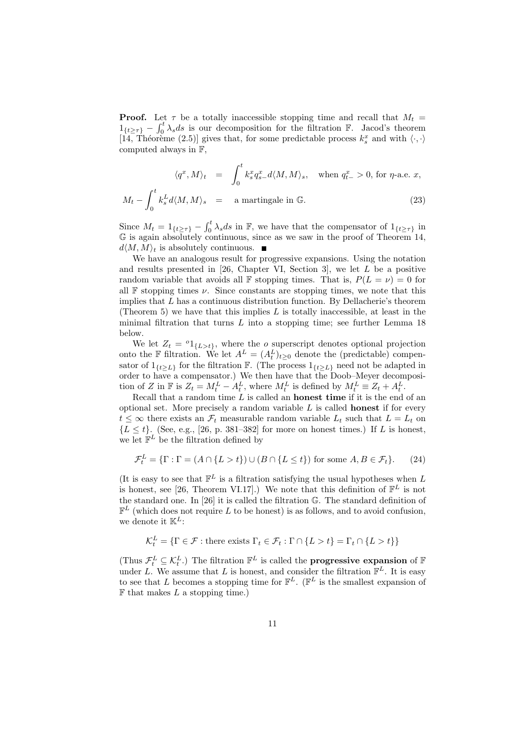**Proof.** Let $\tau$ be a totally inaccessible stopping time and recall that $M_t = 1_{\{t\geq\tau\}} - \int_0^t \lambda_s ds$ is our decomposition for the filtration $\mathbb{F}$. Jacod's theorem [14, Théorème (2.5)] gives that, for some predictable process $k_s^x$ and with $\langle\cdot,\cdot\rangle$ computed always in $\mathbb{F}$,

$$
\begin{aligned}
\langle q^x, M\rangle_t &= \int_0^t k_s^x q_{s-}^x d\langle M, M\rangle_s, \quad \text{when } q_{t-}^x > 0, \text{ for } \eta\text{-a.e. } x, \\
M_t - \int_0^t k_s^L d\langle M, M\rangle_s &= \text{a martingale in } \mathbb{G}. \qquad (23)
\end{aligned}
$$

Since $M_t = 1_{\{t\geq\tau\}} - \int_0^t \lambda_s ds$ in $\mathbb{F}$, we have that the compensator of $1_{\{t\geq\tau\}}$ in $\mathbb{G}$ is again absolutely continuous, since as we saw in the proof of Theorem 14, $d\langle M, M\rangle_t$ is absolutely continuous. ■

We have an analogous result for progressive expansions. Using the notation and results presented in [26, Chapter VI, Section 3], we let $L$ be a positive random variable that avoids all $\mathbb{F}$ stopping times. That is, $P(L = \nu) = 0$ for all $\mathbb{F}$ stopping times $\nu$. Since constants are stopping times, we note that this implies that $L$ has a continuous distribution function. By Dellacherie's theorem (Theorem 5) we have that this implies $L$ is totally inaccessible, at least in the minimal filtration that turns $L$ into a stopping time; see further Lemma 18 below.

We let $Z_t = {}^o 1_{\{L>t\}}$, where the $o$ superscript denotes optional projection onto the $\mathbb{F}$ filtration. We let $A^L = (A_t^L)_{t\geq 0}$ denote the (predictable) compensator of $1_{\{t\geq L\}}$ for the filtration $\mathbb{F}$. (The process $1_{\{t\geq L\}}$ need not be adapted in order to have a compensator.) We then have that the Doob–Meyer decomposition of $Z$ in $\mathbb{F}$ is $Z_t = M_t^L - A_t^L$, where $M_t^L$ is defined by $M_t^L \equiv Z_t + A_t^L$.

Recall that a random time $L$ is called an **honest time** if it is the end of an optional set. More precisely a random variable $L$ is called **honest** if for every $t \leq \infty$ there exists an $\mathcal{F}_t$ measurable random variable $L_t$ such that $L = L_t$ on $\{L \leq t\}$. (See, e.g., [26, p. 381–382] for more on honest times.) If $L$ is honest, we let $\mathbb{F}^L$ be the filtration defined by

$$
\mathcal{F}_t^L = \{\Gamma : \Gamma = (A \cap \{L > t\}) \cup (B \cap \{L \leq t\}) \text{ for some } A, B \in \mathcal{F}_t\}. \qquad (24)
$$

(It is easy to see that $\mathbb{F}^L$ is a filtration satisfying the usual hypotheses when $L$ is honest, see [26, Theorem VI.17].) We note that this definition of $\mathbb{F}^L$ is not the standard one. In [26] it is called the filtration $\mathbb{G}$. The standard definition of $\mathbb{F}^L$ (which does not require $L$ to be honest) is as follows, and to avoid confusion, we denote it $\mathbb{K}^L$:

$$
\mathcal{K}_t^L = \{\Gamma \in \mathcal{F} : \text{there exists } \Gamma_t \in \mathcal{F}_t : \Gamma \cap \{L > t\} = \Gamma_t \cap \{L > t\}\}
$$

(Thus $\mathcal{F}_t^L \subseteq \mathcal{K}_t^L$.) The filtration $\mathbb{F}^L$ is called the **progressive expansion** of $\mathbb{F}$ under $L$. We assume that $L$ is honest, and consider the filtration $\mathbb{F}^L$. It is easy to see that $L$ becomes a stopping time for $\mathbb{F}^L$. ($\mathbb{F}^L$ is the smallest expansion of $\mathbb{F}$ that makes $L$ a stopping time.)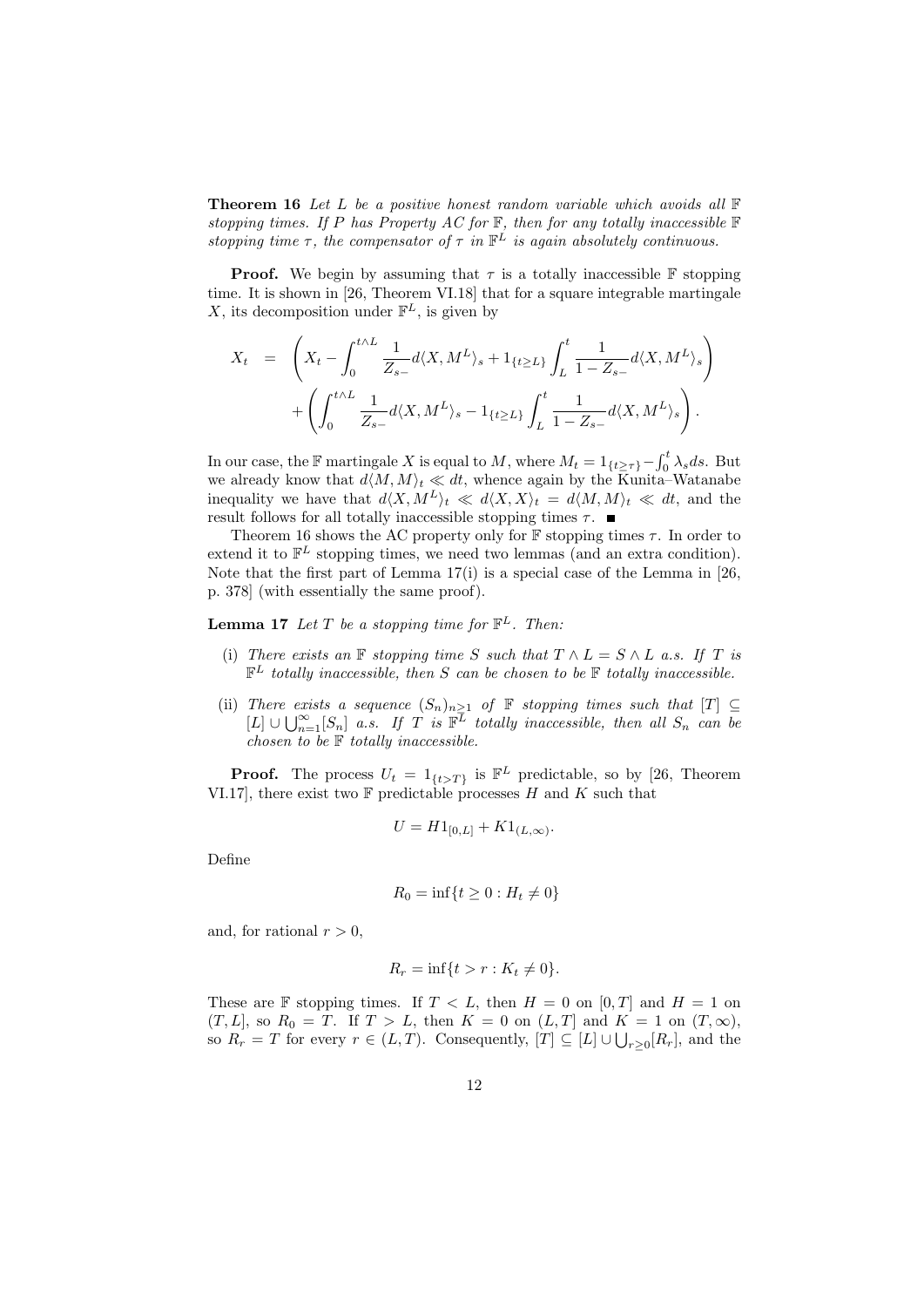**Theorem 16** *Let $L$ be a positive honest random variable which avoids all $\mathbb{F}$ stopping times. If $P$ has Property AC for $\mathbb{F}$, then for any totally inaccessible $\mathbb{F}$ stopping time $\tau$, the compensator of $\tau$ in $\mathbb{F}^L$ is again absolutely continuous.*

**Proof.** We begin by assuming that $\tau$ is a totally inaccessible $\mathbb{F}$ stopping time. It is shown in [26, Theorem VI.18] that for a square integrable martingale $X$, its decomposition under $\mathbb{F}^L$, is given by

$$
\begin{aligned}
X_t &= \left( X_t - \int_0^{t\wedge L} \frac{1}{Z_{s-}} d\langle X, M^L\rangle_s + 1_{\{t\geq L\}} \int_L^t \frac{1}{1-Z_{s-}} d\langle X, M^L\rangle_s \right) \\
&\quad + \left( \int_0^{t\wedge L} \frac{1}{Z_{s-}} d\langle X, M^L\rangle_s - 1_{\{t\geq L\}} \int_L^t \frac{1}{1-Z_{s-}} d\langle X, M^L\rangle_s \right).
\end{aligned}
$$

In our case, the $\mathbb{F}$ martingale $X$ is equal to $M$, where $M_t = 1_{\{t\geq\tau\}} - \int_0^t \lambda_s ds$. But we already know that $d\langle M, M\rangle_t \ll dt$, whence again by the Kunita–Watanabe inequality we have that $d\langle X, M^L\rangle_t \ll d\langle X, X\rangle_t = d\langle M, M\rangle_t \ll dt$, and the result follows for all totally inaccessible stopping times $\tau$. ■

Theorem 16 shows the AC property only for $\mathbb{F}$ stopping times $\tau$. In order to extend it to $\mathbb{F}^L$ stopping times, we need two lemmas (and an extra condition). Note that the first part of Lemma 17(i) is a special case of the Lemma in [26, p. 378] (with essentially the same proof).

**Lemma 17** *Let $T$ be a stopping time for $\mathbb{F}^L$. Then:*

- (i) *There exists an $\mathbb{F}$ stopping time $S$ such that $T \wedge L = S \wedge L$ a.s. If $T$ is $\mathbb{F}^L$ totally inaccessible, then $S$ can be chosen to be $\mathbb{F}$ totally inaccessible.*
- (ii) *There exists a sequence $(S_n)_{n\geq 1}$ of $\mathbb{F}$ stopping times such that $[T] \subseteq [L] \cup \bigcup_{n=1}^{\infty} [S_n]$ a.s. If $T$ is $\mathbb{F}^L$ totally inaccessible, then all $S_n$ can be chosen to be $\mathbb{F}$ totally inaccessible.*

**Proof.** The process $U_t = 1_{\{t>T\}}$ is $\mathbb{F}^L$ predictable, so by [26, Theorem VI.17], there exist two $\mathbb{F}$ predictable processes $H$ and $K$ such that

$$
U = H 1_{[0,L]} + K 1_{(L,\infty)}.
$$

Define

$$
R_0 = \inf\{t \geq 0 : H_t \neq 0\}
$$

and, for rational $r > 0$,

$$
R_r = \inf\{t > r : K_t \neq 0\}.
$$

These are $\mathbb{F}$ stopping times. If $T < L$, then $H = 0$ on $[0, T]$ and $H = 1$ on $(T, L]$, so $R_0 = T$. If $T > L$, then $K = 0$ on $(L, T]$ and $K = 1$ on $(T, \infty)$, so $R_r = T$ for every $r \in (L, T)$. Consequently, $[T] \subseteq [L] \cup \bigcup_{r\geq 0} [R_r]$, and the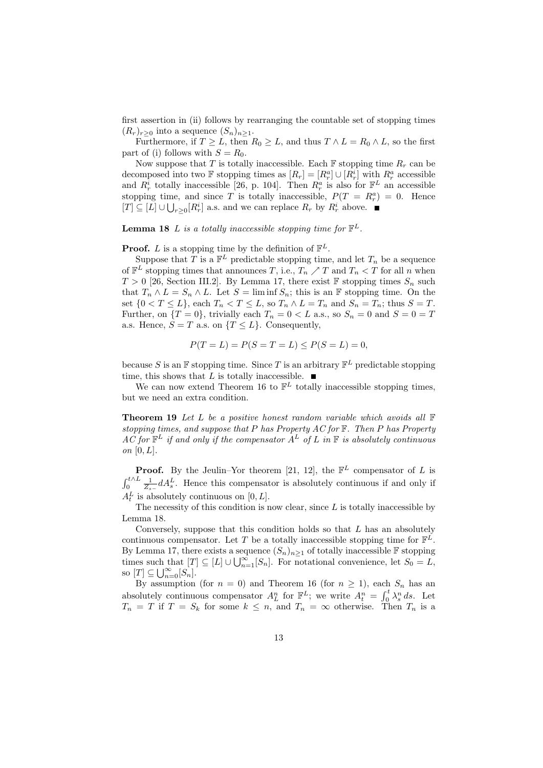first assertion in (ii) follows by rearranging the countable set of stopping times $(R_r)_{r \geq 0}$ into a sequence $(S_n)_{n \geq 1}$.

Furthermore, if $T \geq L$, then $R_0 \geq L$, and thus $T \wedge L = R_0 \wedge L$, so the first part of (i) follows with $S = R_0$.

Now suppose that $T$ is totally inaccessible. Each $\mathbb{F}$ stopping time $R_r$ can be decomposed into two $\mathbb{F}$ stopping times as $[R_r] = [R_r^a] \cup [R_r^i]$ with $R_r^a$ accessible and $R_r^i$ totally inaccessible [26, p. 104]. Then $R_r^a$ is also for $\mathbb{F}^L$ an accessible stopping time, and since $T$ is totally inaccessible, $P(T = R_r^a) = 0$. Hence $[T] \subseteq [L] \cup \bigcup_{r \geq 0} [R_r^i]$ a.s. and we can replace $R_r$ by $R_r^i$ above. ∎

**Lemma 18** *$L$ is a totally inaccessible stopping time for $\mathbb{F}^L$.*

**Proof.** $L$ is a stopping time by the definition of $\mathbb{F}^L$.

Suppose that $T$ is a $\mathbb{F}^L$ predictable stopping time, and let $T_n$ be a sequence of $\mathbb{F}^L$ stopping times that announces $T$, i.e., $T_n \nearrow T$ and $T_n < T$ for all $n$ when $T > 0$ [26, Section III.2]. By Lemma 17, there exist $\mathbb{F}$ stopping times $S_n$ such that $T_n \wedge L = S_n \wedge L$. Let $S = \liminf S_n$; this is an $\mathbb{F}$ stopping time. On the set $\{0 < T \leq L\}$, each $T_n < T \leq L$, so $T_n \wedge L = T_n$ and $S_n = T_n$; thus $S = T$. Further, on $\{T = 0\}$, trivially each $T_n = 0 < L$ a.s., so $S_n = 0$ and $S = 0 = T$ a.s. Hence, $S = T$ a.s. on $\{T \leq L\}$. Consequently,

$$P(T = L) = P(S = T = L) \leq P(S = L) = 0,$$

because $S$ is an $\mathbb{F}$ stopping time. Since $T$ is an arbitrary $\mathbb{F}^L$ predictable stopping time, this shows that $L$ is totally inaccessible. ∎

We can now extend Theorem 16 to $\mathbb{F}^L$ totally inaccessible stopping times, but we need an extra condition.

**Theorem 19** *Let $L$ be a positive honest random variable which avoids all $\mathbb{F}$ stopping times, and suppose that $P$ has Property AC for $\mathbb{F}$. Then $P$ has Property AC for $\mathbb{F}^L$ if and only if the compensator $A^L$ of $L$ in $\mathbb{F}$ is absolutely continuous on $[0, L]$.*

**Proof.** By the Jeulin–Yor theorem [21, 12], the $\mathbb{F}^L$ compensator of $L$ is $\int_0^{t \wedge L} \frac{1}{Z_{s-}} dA_s^L$. Hence this compensator is absolutely continuous if and only if $A_t^L$ is absolutely continuous on $[0, L]$.

The necessity of this condition is now clear, since $L$ is totally inaccessible by Lemma 18.

Conversely, suppose that this condition holds so that $L$ has an absolutely continuous compensator. Let $T$ be a totally inaccessible stopping time for $\mathbb{F}^L$. By Lemma 17, there exists a sequence $(S_n)_{n \geq 1}$ of totally inaccessible $\mathbb{F}$ stopping times such that $[T] \subseteq [L] \cup \bigcup_{n=1}^{\infty} [S_n]$. For notational convenience, let $S_0 = L$, so $[T] \subseteq \bigcup_{n=0}^{\infty} [S_n]$.

By assumption (for $n = 0$) and Theorem 16 (for $n \geq 1$), each $S_n$ has an absolutely continuous compensator $A_L^n$ for $\mathbb{F}^L$; we write $A_t^n = \int_0^t \lambda_s^n \, ds$. Let $T_n = T$ if $T = S_k$ for some $k \leq n$, and $T_n = \infty$ otherwise. Then $T_n$ is a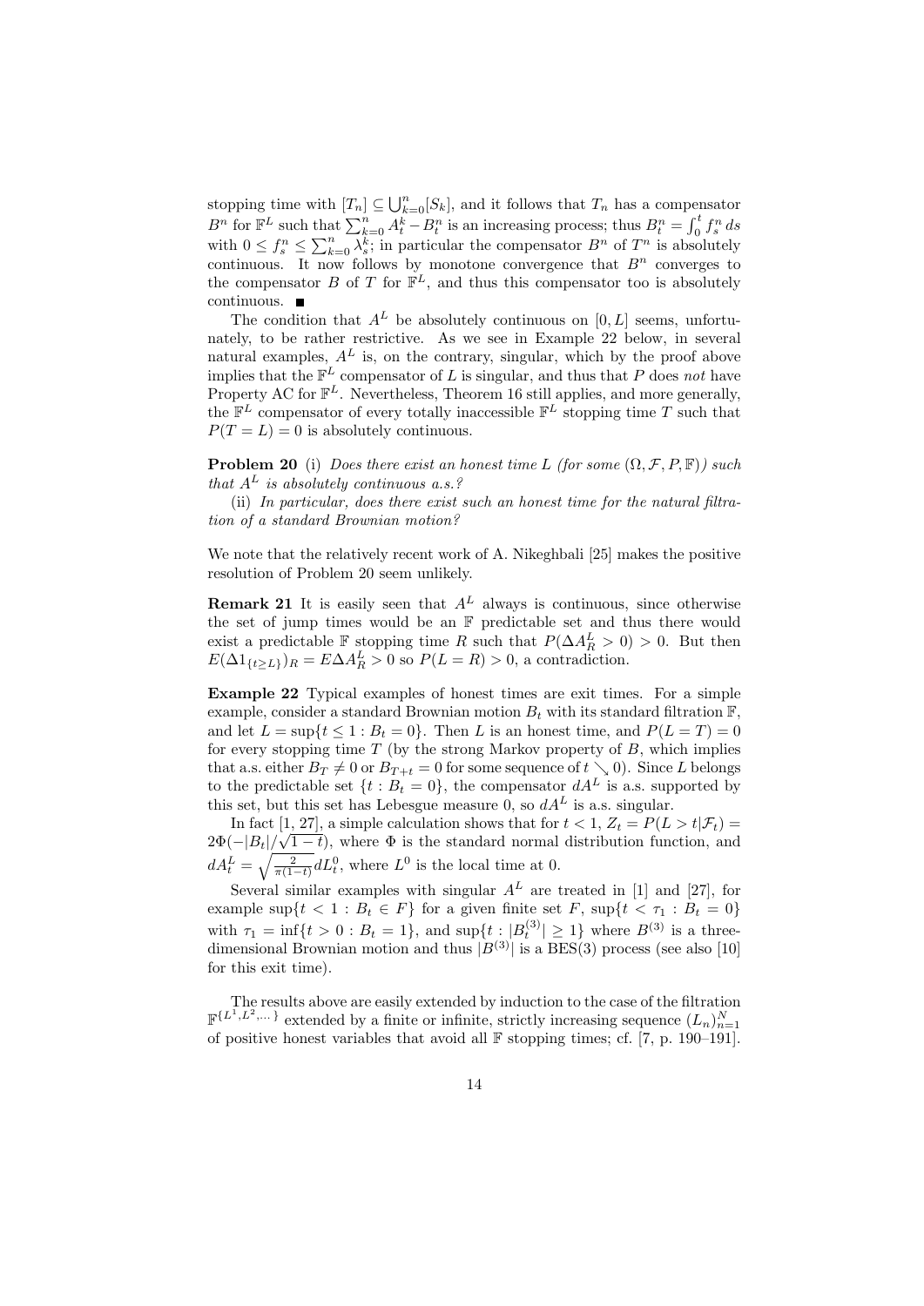stopping time with $[T_n] \subseteq \bigcup_{k=0}^n [S_k]$, and it follows that $T_n$ has a compensator $B^n$ for $\mathbb{F}^L$ such that $\sum_{k=0}^n A_t^k - B_t^n$ is an increasing process; thus $B_t^n = \int_0^t f_s^n \, ds$ with $0 \le f_s^n \le \sum_{k=0}^n \lambda_s^k$; in particular the compensator $B^n$ of $T^n$ is absolutely continuous. It now follows by monotone convergence that $B^n$ converges to the compensator $B$ of $T$ for $\mathbb{F}^L$, and thus this compensator too is absolutely continuous. ∎

The condition that $A^L$ be absolutely continuous on $[0, L]$ seems, unfortunately, to be rather restrictive. As we see in Example 22 below, in several natural examples, $A^L$ is, on the contrary, singular, which by the proof above implies that the $\mathbb{F}^L$ compensator of $L$ is singular, and thus that $P$ does *not* have Property AC for $\mathbb{F}^L$. Nevertheless, Theorem 16 still applies, and more generally, the $\mathbb{F}^L$ compensator of every totally inaccessible $\mathbb{F}^L$ stopping time $T$ such that $P(T = L) = 0$ is absolutely continuous.

**Problem 20** (i) *Does there exist an honest time $L$ (for some $(\Omega, \mathcal{F}, P, \mathbb{F})$) such that $A^L$ is absolutely continuous a.s.?*

(ii) *In particular, does there exist such an honest time for the natural filtration of a standard Brownian motion?*

We note that the relatively recent work of A. Nikeghbali [25] makes the positive resolution of Problem 20 seem unlikely.

**Remark 21** It is easily seen that $A^L$ always is continuous, since otherwise the set of jump times would be an $\mathbb{F}$ predictable set and thus there would exist a predictable $\mathbb{F}$ stopping time $R$ such that $P(\Delta A_R^L > 0) > 0$. But then $E(\Delta 1_{\{t \ge L\}})_R = E \Delta A_R^L > 0$ so $P(L = R) > 0$, a contradiction.

**Example 22** Typical examples of honest times are exit times. For a simple example, consider a standard Brownian motion $B_t$ with its standard filtration $\mathbb{F}$, and let $L = \sup\{t \le 1 : B_t = 0\}$. Then $L$ is an honest time, and $P(L = T) = 0$ for every stopping time $T$ (by the strong Markov property of $B$, which implies that a.s. either $B_T \neq 0$ or $B_{T+t} = 0$ for some sequence of $t \searrow 0$). Since $L$ belongs to the predictable set $\{t : B_t = 0\}$, the compensator $dA^L$ is a.s. supported by this set, but this set has Lebesgue measure 0, so $dA^L$ is a.s. singular.

In fact [1, 27], a simple calculation shows that for $t < 1$, $Z_t = P(L > t | \mathcal{F}_t) = 2\Phi(-|B_t|/\sqrt{1-t})$, where $\Phi$ is the standard normal distribution function, and $dA_t^L = \sqrt{\frac{2}{\pi(1-t)}} dL_t^0$, where $L^0$ is the local time at 0.

Several similar examples with singular $A^L$ are treated in [1] and [27], for example $\sup\{t < 1 : B_t \in F\}$ for a given finite set $F$, $\sup\{t < \tau_1 : B_t = 0\}$ with $\tau_1 = \inf\{t > 0 : B_t = 1\}$, and $\sup\{t : |B_t^{(3)}| \ge 1\}$ where $B^{(3)}$ is a three-dimensional Brownian motion and thus $|B^{(3)}|$ is a BES(3) process (see also [10] for this exit time).

The results above are easily extended by induction to the case of the filtration $\mathbb{F}^{\{L^1, L^2, \dots\}}$ extended by a finite or infinite, strictly increasing sequence $(L_n)_{n=1}^N$ of positive honest variables that avoid all $\mathbb{F}$ stopping times; cf. [7, p. 190–191].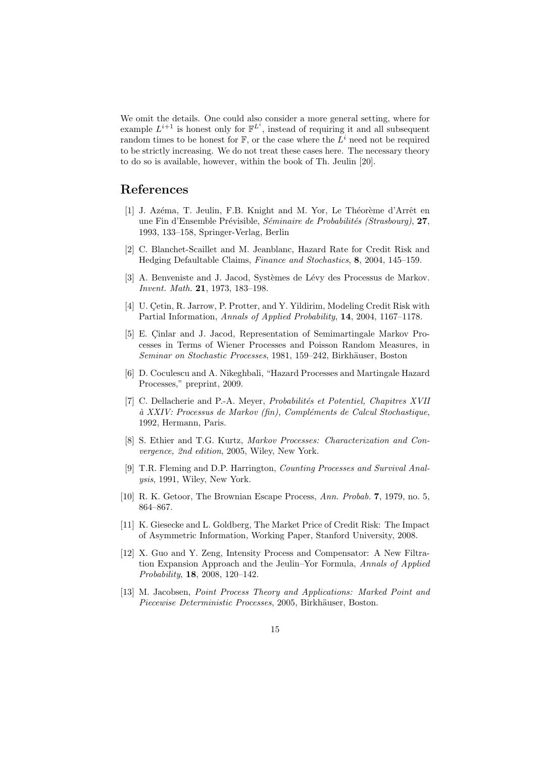We omit the details. One could also consider a more general setting, where for example $L^{i+1}$ is honest only for $\mathbb{F}^{L^i}$, instead of requiring it and all subsequent random times to be honest for $\mathbb{F}$, or the case where the $L^i$ need not be required to be strictly increasing. We do not treat these cases here. The necessary theory to do so is available, however, within the book of Th. Jeulin [20].

## References

[1] J. Azéma, T. Jeulin, F.B. Knight and M. Yor, Le Théorème d'Arrêt en une Fin d'Ensemble Prévisible, *Séminaire de Probabilités (Strasbourg)*, **27**, 1993, 133–158, Springer-Verlag, Berlin

[2] C. Blanchet-Scaillet and M. Jeanblanc, Hazard Rate for Credit Risk and Hedging Defaultable Claims, *Finance and Stochastics*, **8**, 2004, 145–159.

[3] A. Benveniste and J. Jacod, Systèmes de Lévy des Processus de Markov. *Invent. Math.* **21**, 1973, 183–198.

[4] U. Çetin, R. Jarrow, P. Protter, and Y. Yildirim, Modeling Credit Risk with Partial Information, *Annals of Applied Probability*, **14**, 2004, 1167–1178.

[5] E. Çinlar and J. Jacod, Representation of Semimartingale Markov Processes in Terms of Wiener Processes and Poisson Random Measures, in *Seminar on Stochastic Processes*, 1981, 159–242, Birkhäuser, Boston

[6] D. Coculescu and A. Nikeghbali, "Hazard Processes and Martingale Hazard Processes," preprint, 2009.

[7] C. Dellacherie and P.-A. Meyer, *Probabilités et Potentiel, Chapitres XVII à XXIV: Processus de Markov (fin), Compléments de Calcul Stochastique*, 1992, Hermann, Paris.

[8] S. Ethier and T.G. Kurtz, *Markov Processes: Characterization and Convergence, 2nd edition*, 2005, Wiley, New York.

[9] T.R. Fleming and D.P. Harrington, *Counting Processes and Survival Analysis*, 1991, Wiley, New York.

[10] R. K. Getoor, The Brownian Escape Process, *Ann. Probab.* **7**, 1979, no. 5, 864–867.

[11] K. Giesecke and L. Goldberg, The Market Price of Credit Risk: The Impact of Asymmetric Information, Working Paper, Stanford University, 2008.

[12] X. Guo and Y. Zeng, Intensity Process and Compensator: A New Filtration Expansion Approach and the Jeulin–Yor Formula, *Annals of Applied Probability*, **18**, 2008, 120–142.

[13] M. Jacobsen, *Point Process Theory and Applications: Marked Point and Piecewise Deterministic Processes*, 2005, Birkhäuser, Boston.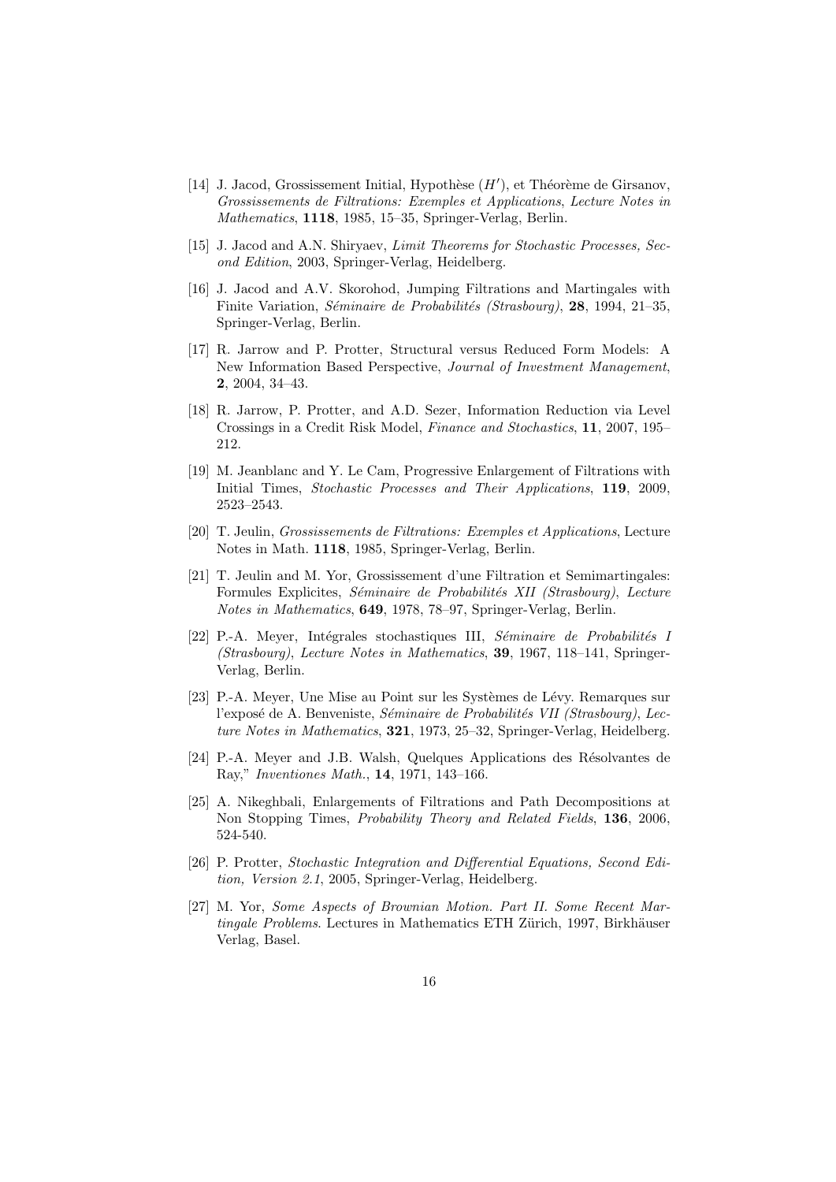[14] J. Jacod, Grossissement Initial, Hypothèse $(H')$, et Théorème de Girsanov, *Grossissements de Filtrations: Exemples et Applications*, *Lecture Notes in Mathematics*, **1118**, 1985, 15–35, Springer-Verlag, Berlin.

[15] J. Jacod and A.N. Shiryaev, *Limit Theorems for Stochastic Processes, Second Edition*, 2003, Springer-Verlag, Heidelberg.

[16] J. Jacod and A.V. Skorohod, Jumping Filtrations and Martingales with Finite Variation, *Séminaire de Probabilités (Strasbourg)*, **28**, 1994, 21–35, Springer-Verlag, Berlin.

[17] R. Jarrow and P. Protter, Structural versus Reduced Form Models: A New Information Based Perspective, *Journal of Investment Management*, **2**, 2004, 34–43.

[18] R. Jarrow, P. Protter, and A.D. Sezer, Information Reduction via Level Crossings in a Credit Risk Model, *Finance and Stochastics*, **11**, 2007, 195–212.

[19] M. Jeanblanc and Y. Le Cam, Progressive Enlargement of Filtrations with Initial Times, *Stochastic Processes and Their Applications*, **119**, 2009, 2523–2543.

[20] T. Jeulin, *Grossissements de Filtrations: Exemples et Applications*, Lecture Notes in Math. **1118**, 1985, Springer-Verlag, Berlin.

[21] T. Jeulin and M. Yor, Grossissement d'une Filtration et Semimartingales: Formules Explicites, *Séminaire de Probabilités XII (Strasbourg)*, *Lecture Notes in Mathematics*, **649**, 1978, 78–97, Springer-Verlag, Berlin.

[22] P.-A. Meyer, Intégrales stochastiques III, *Séminaire de Probabilités I (Strasbourg)*, *Lecture Notes in Mathematics*, **39**, 1967, 118–141, Springer-Verlag, Berlin.

[23] P.-A. Meyer, Une Mise au Point sur les Systèmes de Lévy. Remarques sur l'exposé de A. Benveniste, *Séminaire de Probabilités VII (Strasbourg)*, *Lecture Notes in Mathematics*, **321**, 1973, 25–32, Springer-Verlag, Heidelberg.

[24] P.-A. Meyer and J.B. Walsh, Quelques Applications des Résolvantes de Ray," *Inventiones Math.*, **14**, 1971, 143–166.

[25] A. Nikeghbali, Enlargements of Filtrations and Path Decompositions at Non Stopping Times, *Probability Theory and Related Fields*, **136**, 2006, 524-540.

[26] P. Protter, *Stochastic Integration and Differential Equations, Second Edition, Version 2.1*, 2005, Springer-Verlag, Heidelberg.

[27] M. Yor, *Some Aspects of Brownian Motion. Part II. Some Recent Martingale Problems*. Lectures in Mathematics ETH Zürich, 1997, Birkhäuser Verlag, Basel.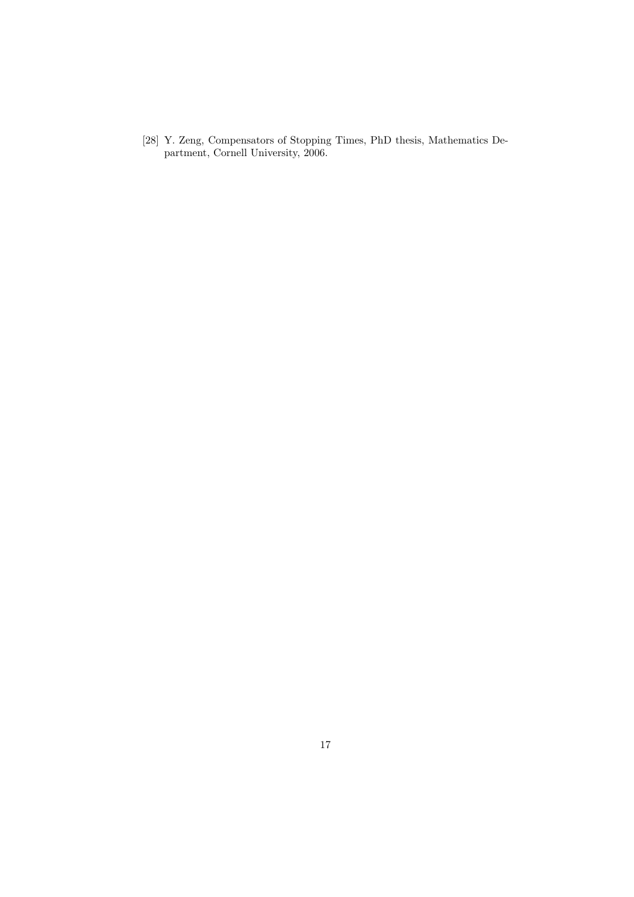[28] Y. Zeng, Compensators of Stopping Times, PhD thesis, Mathematics Department, Cornell University, 2006.